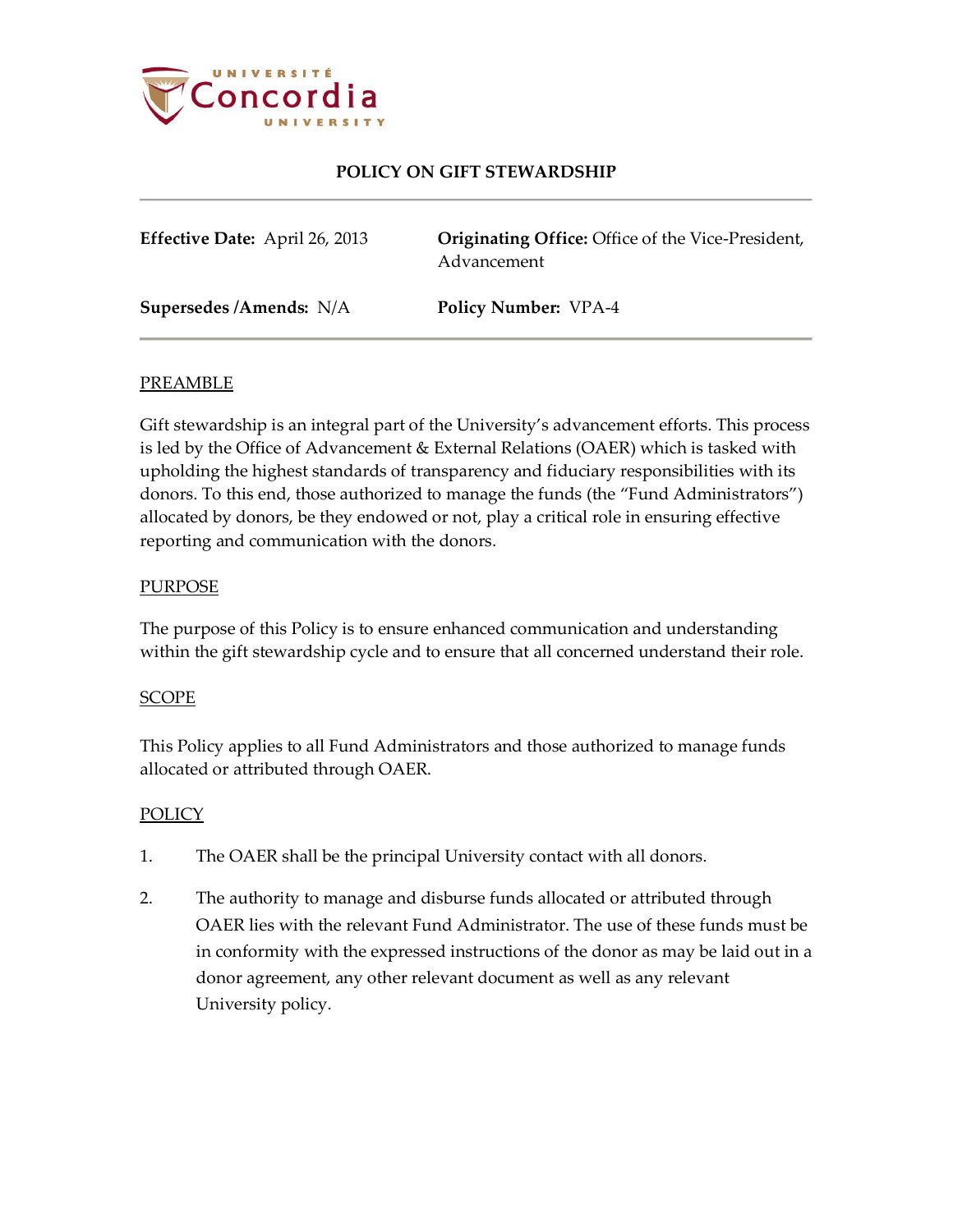# POLICY ON GIFT STEWARDSHIP

| | |
|---|---|
| **Effective Date:** April 26, 2013 | **Originating Office:** Office of the Vice-President, Advancement |
| **Supersedes /Amends:** N/A | **Policy Number:** VPA-4 |

## PREAMBLE

Gift stewardship is an integral part of the University's advancement efforts. This process is led by the Office of Advancement & External Relations (OAER) which is tasked with upholding the highest standards of transparency and fiduciary responsibilities with its donors. To this end, those authorized to manage the funds (the "Fund Administrators") allocated by donors, be they endowed or not, play a critical role in ensuring effective reporting and communication with the donors.

## PURPOSE

The purpose of this Policy is to ensure enhanced communication and understanding within the gift stewardship cycle and to ensure that all concerned understand their role.

## SCOPE

This Policy applies to all Fund Administrators and those authorized to manage funds allocated or attributed through OAER.

## POLICY

1. The OAER shall be the principal University contact with all donors.

2. The authority to manage and disburse funds allocated or attributed through OAER lies with the relevant Fund Administrator. The use of these funds must be in conformity with the expressed instructions of the donor as may be laid out in a donor agreement, any other relevant document as well as any relevant University policy.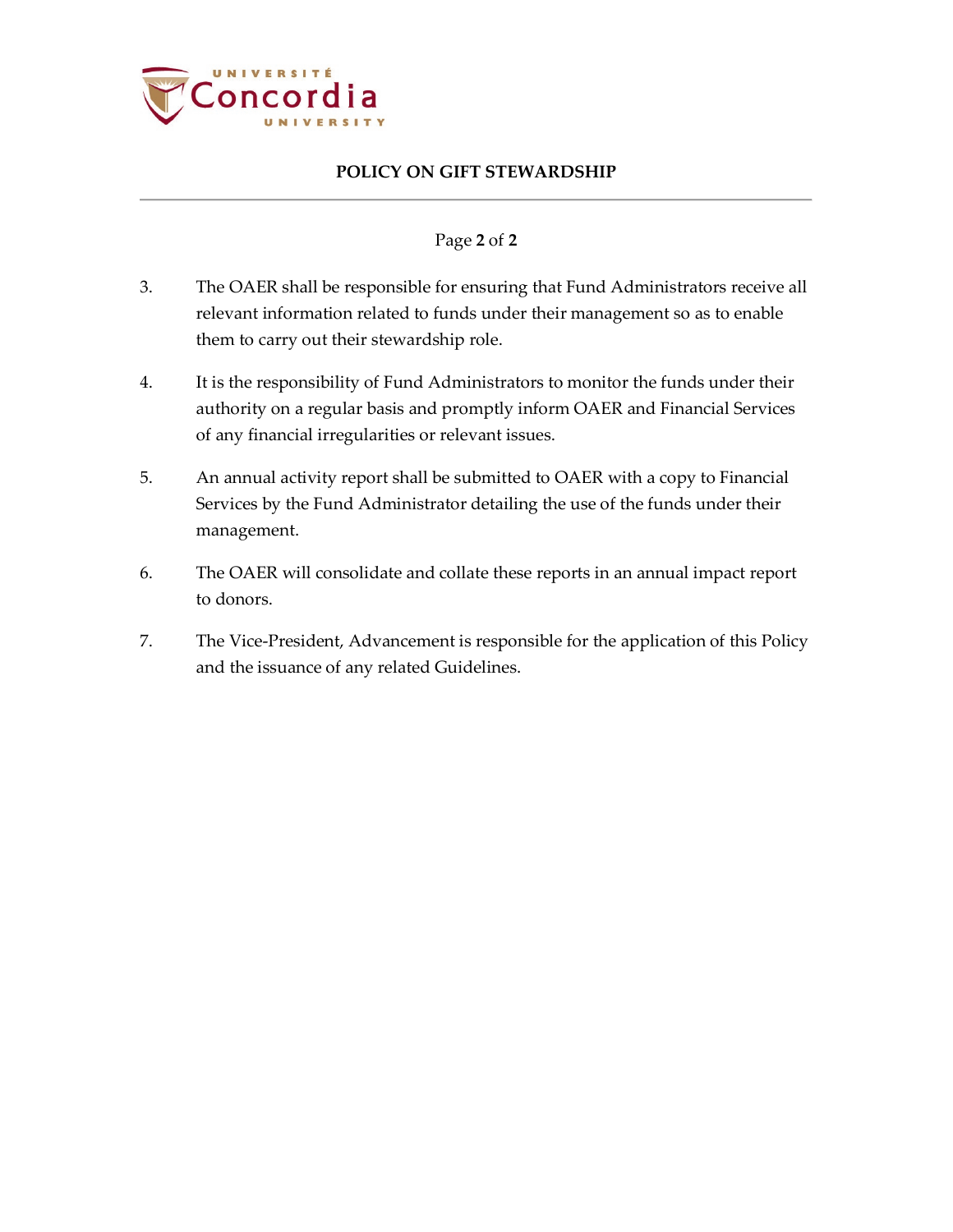3. The OAER shall be responsible for ensuring that Fund Administrators receive all relevant information related to funds under their management so as to enable them to carry out their stewardship role.

4. It is the responsibility of Fund Administrators to monitor the funds under their authority on a regular basis and promptly inform OAER and Financial Services of any financial irregularities or relevant issues.

5. An annual activity report shall be submitted to OAER with a copy to Financial Services by the Fund Administrator detailing the use of the funds under their management.

6. The OAER will consolidate and collate these reports in an annual impact report to donors.

7. The Vice-President, Advancement is responsible for the application of this Policy and the issuance of any related Guidelines.